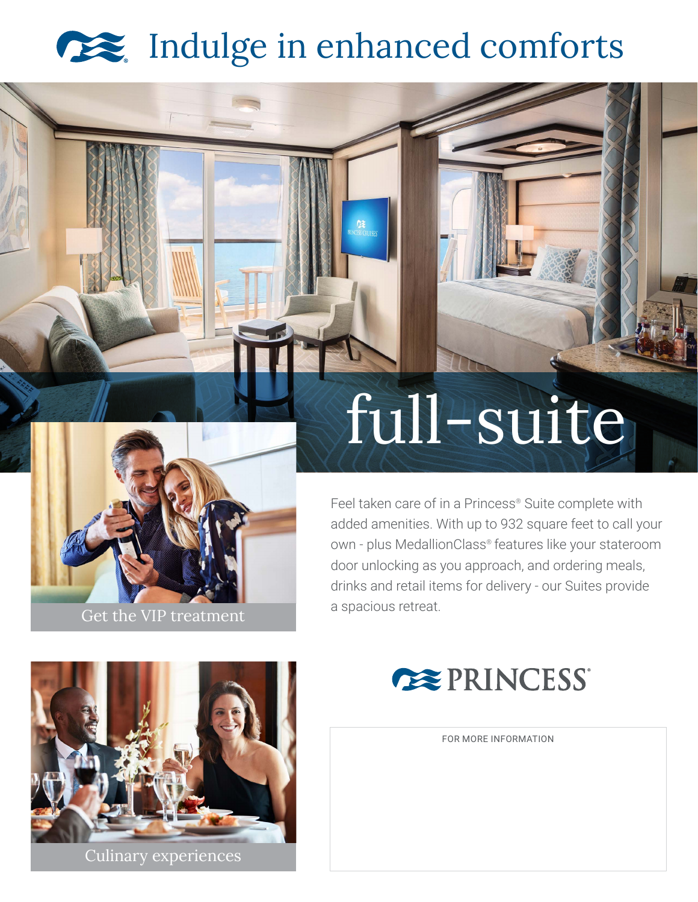# Indulge in enhanced comforts

## full-suite

Get the VIP treatment

Feel taken care of in a Princess® Suite complete with added amenities. With up to 932 square feet to call your own - plus MedallionClass® features like your stateroom door unlocking as you approach, and ordering meals, drinks and retail items for delivery - our Suites provide a spacious retreat.

Culinary experiences

PRINCESS®

FOR MORE INFORMATION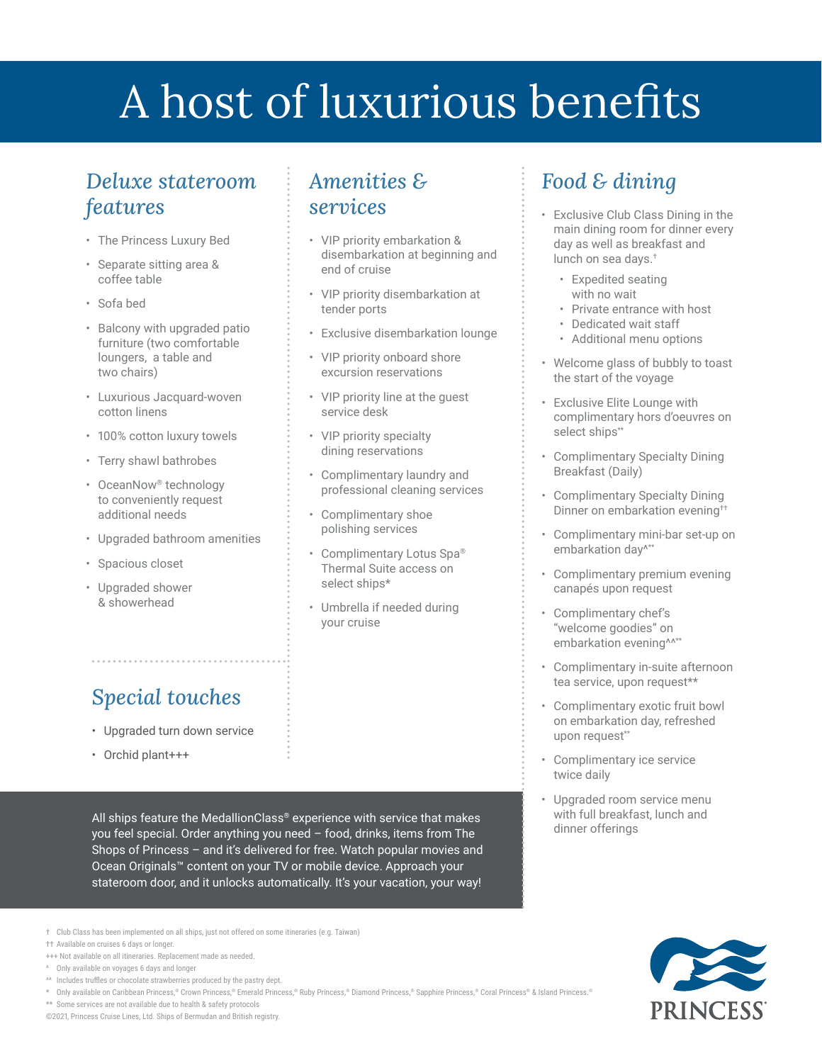# A host of luxurious benefits

## Deluxe stateroom features

- The Princess Luxury Bed
- Separate sitting area & coffee table
- Sofa bed
- Balcony with upgraded patio furniture (two comfortable loungers, a table and two chairs)
- Luxurious Jacquard-woven cotton linens
- 100% cotton luxury towels
- Terry shawl bathrobes
- OceanNow® technology to conveniently request additional needs
- Upgraded bathroom amenities
- Spacious closet
- Upgraded shower & showerhead

## Special touches

- Upgraded turn down service
- Orchid plant+++

## Amenities & services

- VIP priority embarkation & disembarkation at beginning and end of cruise
- VIP priority disembarkation at tender ports
- Exclusive disembarkation lounge
- VIP priority onboard shore excursion reservations
- VIP priority line at the guest service desk
- VIP priority specialty dining reservations
- Complimentary laundry and professional cleaning services
- Complimentary shoe polishing services
- Complimentary Lotus Spa® Thermal Suite access on select ships*
- Umbrella if needed during your cruise

All ships feature the MedallionClass® experience with service that makes you feel special. Order anything you need – food, drinks, items from The Shops of Princess – and it's delivered for free. Watch popular movies and Ocean Originals™ content on your TV or mobile device. Approach your stateroom door, and it unlocks automatically. It's your vacation, your way!

## Food & dining

- Exclusive Club Class Dining in the main dining room for dinner every day as well as breakfast and lunch on sea days.†
  - Expedited seating with no wait
  - Private entrance with host
  - Dedicated wait staff
  - Additional menu options
- Welcome glass of bubbly to toast the start of the voyage
- Exclusive Elite Lounge with complimentary hors d'oeuvres on select ships**
- Complimentary Specialty Dining Breakfast (Daily)
- Complimentary Specialty Dining Dinner on embarkation evening††
- Complimentary mini-bar set-up on embarkation day^**
- Complimentary premium evening canapés upon request
- Complimentary chef's "welcome goodies" on embarkation evening^^**
- Complimentary in-suite afternoon tea service, upon request**
- Complimentary exotic fruit bowl on embarkation day, refreshed upon request**
- Complimentary ice service twice daily
- Upgraded room service menu with full breakfast, lunch and dinner offerings

† Club Class has been implemented on all ships, just not offered on some itineraries (e.g. Taiwan)
†† Available on cruises 6 days or longer.
+++ Not available on all itineraries. Replacement made as needed.
^ Only available on voyages 6 days and longer
^^ Includes truffles or chocolate strawberries produced by the pastry dept.
* Only available on Caribbean Princess,® Crown Princess,® Emerald Princess,® Ruby Princess,® Diamond Princess,® Sapphire Princess,® Coral Princess® & Island Princess.®
** Some services are not available due to health & safety protocols
©2021, Princess Cruise Lines, Ltd. Ships of Bermudan and British registry.

PRINCESS®